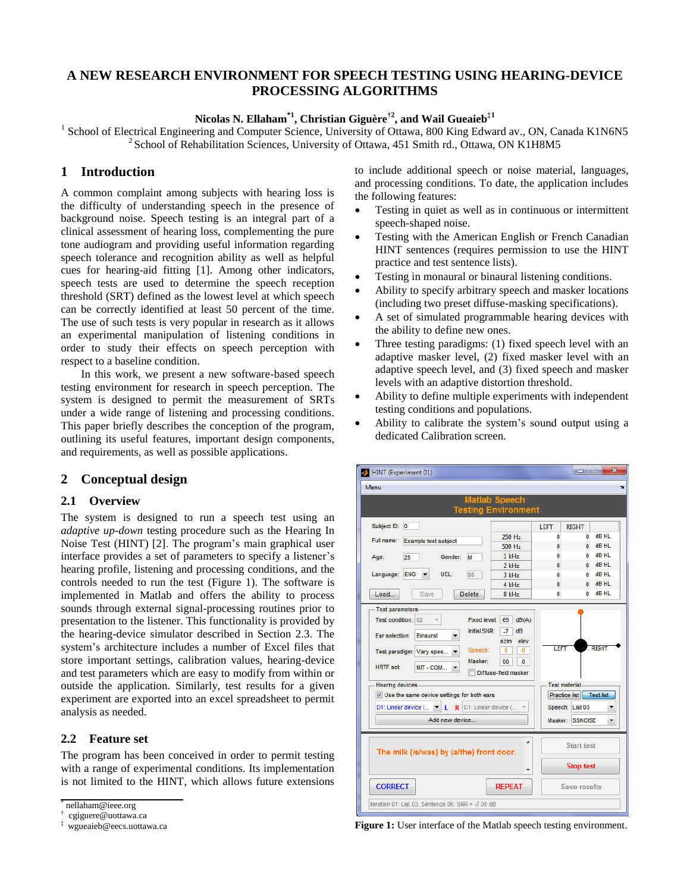# A NEW RESEARCH ENVIRONMENT FOR SPEECH TESTING USING HEARING-DEVICE PROCESSING ALGORITHMS

**Nicolas N. Ellaham*[1], Christian Giguère†[2], and Wail Gueaieb‡[1]**

[1] School of Electrical Engineering and Computer Science, University of Ottawa, 800 King Edward av., ON, Canada K1N6N5
[2] School of Rehabilitation Sciences, University of Ottawa, 451 Smith rd., Ottawa, ON K1H8M5

## 1 Introduction

A common complaint among subjects with hearing loss is the difficulty of understanding speech in the presence of background noise. Speech testing is an integral part of a clinical assessment of hearing loss, complementing the pure tone audiogram and providing useful information regarding speech tolerance and recognition ability as well as helpful cues for hearing-aid fitting [1]. Among other indicators, speech tests are used to determine the speech reception threshold (SRT) defined as the lowest level at which speech can be correctly identified at least 50 percent of the time. The use of such tests is very popular in research as it allows an experimental manipulation of listening conditions in order to study their effects on speech perception with respect to a baseline condition.

In this work, we present a new software-based speech testing environment for research in speech perception. The system is designed to permit the measurement of SRTs under a wide range of listening and processing conditions. This paper briefly describes the conception of the program, outlining its useful features, important design components, and requirements, as well as possible applications.

## 2 Conceptual design

### 2.1 Overview

The system is designed to run a speech test using an *adaptive up-down* testing procedure such as the Hearing In Noise Test (HINT) [2]. The program's main graphical user interface provides a set of parameters to specify a listener's hearing profile, listening and processing conditions, and the controls needed to run the test (Figure 1). The software is implemented in Matlab and offers the ability to process sounds through external signal-processing routines prior to presentation to the listener. This functionality is provided by the hearing-device simulator described in Section 2.3. The system's architecture includes a number of Excel files that store important settings, calibration values, hearing-device and test parameters which are easy to modify from within or outside the application. Similarly, test results for a given experiment are exported into an excel spreadsheet to permit analysis as needed.

### 2.2 Feature set

The program has been conceived in order to permit testing with a range of experimental conditions. Its implementation is not limited to the HINT, which allows future extensions to include additional speech or noise material, languages, and processing conditions. To date, the application includes the following features:

- Testing in quiet as well as in continuous or intermittent speech-shaped noise.
- Testing with the American English or French Canadian HINT sentences (requires permission to use the HINT practice and test sentence lists).
- Testing in monaural or binaural listening conditions.
- Ability to specify arbitrary speech and masker locations (including two preset diffuse-masking specifications).
- A set of simulated programmable hearing devices with the ability to define new ones.
- Three testing paradigms: (1) fixed speech level with an adaptive masker level, (2) fixed masker level with an adaptive speech level, and (3) fixed speech and masker levels with an adaptive distortion threshold.
- Ability to define multiple experiments with independent testing conditions and populations.
- Ability to calibrate the system's sound output using a dedicated Calibration screen.

**Figure 1:** User interface of the Matlab speech testing environment.

* nellaham@ieee.org
† cgiguere@uottawa.ca
‡ wgueaieb@eecs.uottawa.ca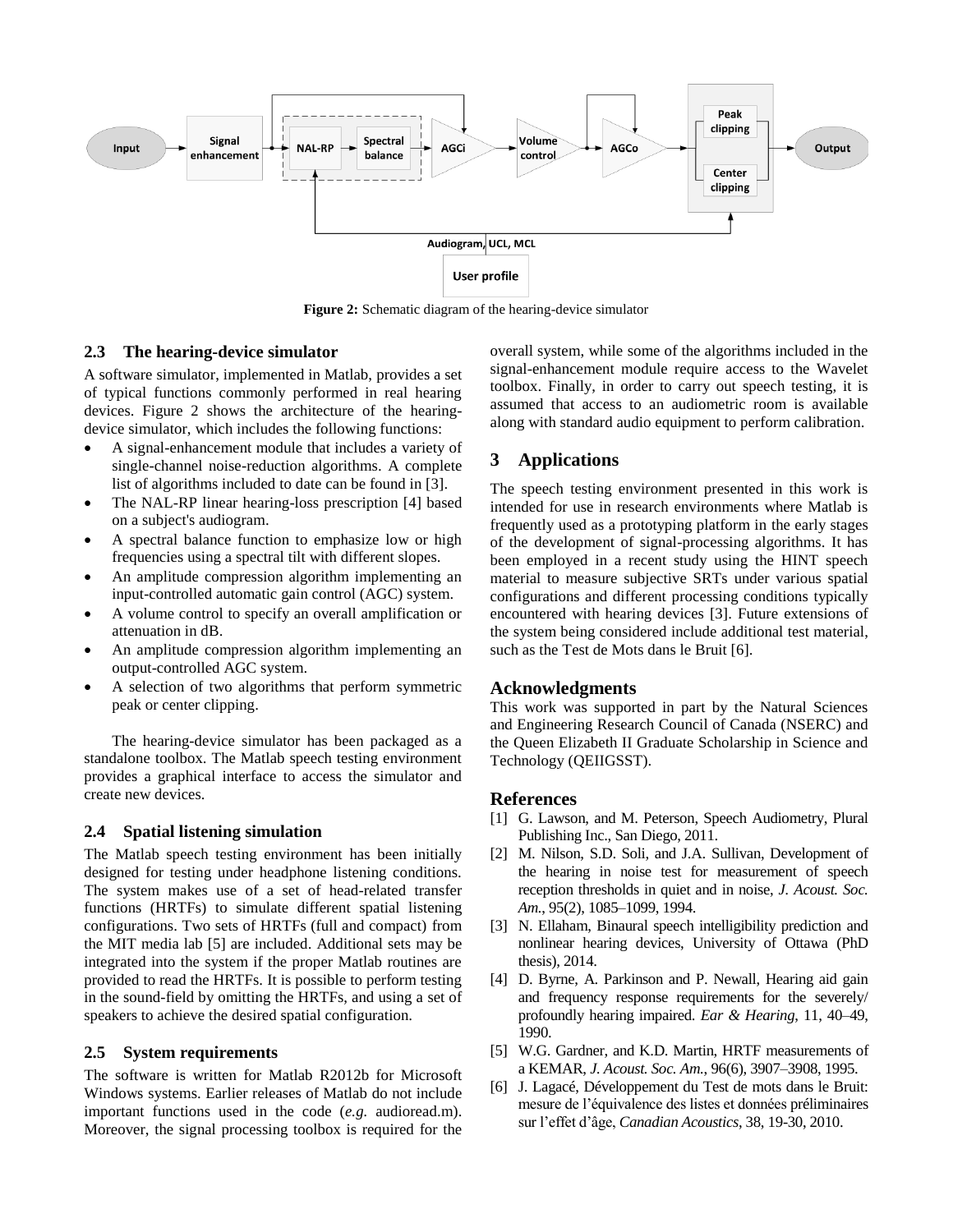Input

Signal enhancement

NAL-RP

Spectral balance

AGCi

Volume control

AGCo

Peak clipping

Center clipping

Output

Audiogram, UCL, MCL

User profile

**Figure 2:** Schematic diagram of the hearing-device simulator

### 2.3 The hearing-device simulator

A software simulator, implemented in Matlab, provides a set of typical functions commonly performed in real hearing devices. Figure 2 shows the architecture of the hearing-device simulator, which includes the following functions:

- A signal-enhancement module that includes a variety of single-channel noise-reduction algorithms. A complete list of algorithms included to date can be found in [3].
- The NAL-RP linear hearing-loss prescription [4] based on a subject's audiogram.
- A spectral balance function to emphasize low or high frequencies using a spectral tilt with different slopes.
- An amplitude compression algorithm implementing an input-controlled automatic gain control (AGC) system.
- A volume control to specify an overall amplification or attenuation in dB.
- An amplitude compression algorithm implementing an output-controlled AGC system.
- A selection of two algorithms that perform symmetric peak or center clipping.

The hearing-device simulator has been packaged as a standalone toolbox. The Matlab speech testing environment provides a graphical interface to access the simulator and create new devices.

### 2.4 Spatial listening simulation

The Matlab speech testing environment has been initially designed for testing under headphone listening conditions. The system makes use of a set of head-related transfer functions (HRTFs) to simulate different spatial listening configurations. Two sets of HRTFs (full and compact) from the MIT media lab [5] are included. Additional sets may be integrated into the system if the proper Matlab routines are provided to read the HRTFs. It is possible to perform testing in the sound-field by omitting the HRTFs, and using a set of speakers to achieve the desired spatial configuration.

### 2.5 System requirements

The software is written for Matlab R2012b for Microsoft Windows systems. Earlier releases of Matlab do not include important functions used in the code (*e.g.* audioread.m). Moreover, the signal processing toolbox is required for the overall system, while some of the algorithms included in the signal-enhancement module require access to the Wavelet toolbox. Finally, in order to carry out speech testing, it is assumed that access to an audiometric room is available along with standard audio equipment to perform calibration.

## 3 Applications

The speech testing environment presented in this work is intended for use in research environments where Matlab is frequently used as a prototyping platform in the early stages of the development of signal-processing algorithms. It has been employed in a recent study using the HINT speech material to measure subjective SRTs under various spatial configurations and different processing conditions typically encountered with hearing devices [3]. Future extensions of the system being considered include additional test material, such as the Test de Mots dans le Bruit [6].

## Acknowledgments

This work was supported in part by the Natural Sciences and Engineering Research Council of Canada (NSERC) and the Queen Elizabeth II Graduate Scholarship in Science and Technology (QEIIGSST).

## References

[1] G. Lawson, and M. Peterson, Speech Audiometry, Plural Publishing Inc., San Diego, 2011.

[2] M. Nilson, S.D. Soli, and J.A. Sullivan, Development of the hearing in noise test for measurement of speech reception thresholds in quiet and in noise, *J. Acoust. Soc. Am.*, 95(2), 1085–1099, 1994.

[3] N. Ellaham, Binaural speech intelligibility prediction and nonlinear hearing devices, University of Ottawa (PhD thesis), 2014.

[4] D. Byrne, A. Parkinson and P. Newall, Hearing aid gain and frequency response requirements for the severely/ profoundly hearing impaired. *Ear & Hearing*, 11, 40–49, 1990.

[5] W.G. Gardner, and K.D. Martin, HRTF measurements of a KEMAR, *J. Acoust. Soc. Am.*, 96(6), 3907–3908, 1995.

[6] J. Lagacé, Développement du Test de mots dans le Bruit: mesure de l'équivalence des listes et données préliminaires sur l'effet d'âge, *Canadian Acoustics*, 38, 19-30, 2010.